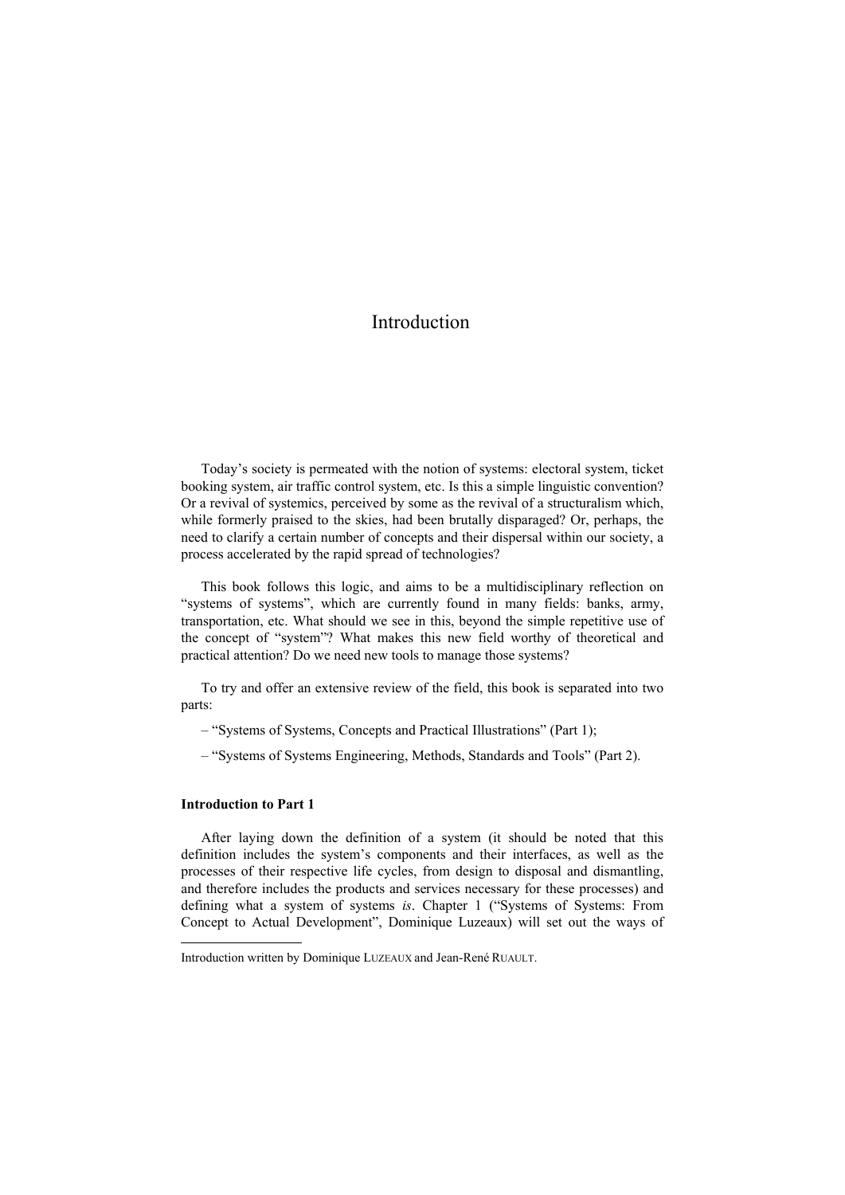# Introduction

Today's society is permeated with the notion of systems: electoral system, ticket booking system, air traffic control system, etc. Is this a simple linguistic convention? Or a revival of systemics, perceived by some as the revival of a structuralism which, while formerly praised to the skies, had been brutally disparaged? Or, perhaps, the need to clarify a certain number of concepts and their dispersal within our society, a process accelerated by the rapid spread of technologies?

This book follows this logic, and aims to be a multidisciplinary reflection on "systems of systems", which are currently found in many fields: banks, army, transportation, etc. What should we see in this, beyond the simple repetitive use of the concept of "system"? What makes this new field worthy of theoretical and practical attention? Do we need new tools to manage those systems?

To try and offer an extensive review of the field, this book is separated into two parts:

– "Systems of Systems, Concepts and Practical Illustrations" (Part 1);

– "Systems of Systems Engineering, Methods, Standards and Tools" (Part 2).

**Introduction to Part 1**

After laying down the definition of a system (it should be noted that this definition includes the system's components and their interfaces, as well as the processes of their respective life cycles, from design to disposal and dismantling, and therefore includes the products and services necessary for these processes) and defining what a system of systems *is*. Chapter 1 ("Systems of Systems: From Concept to Actual Development", Dominique Luzeaux) will set out the ways of

---

Introduction written by Dominique LUZEAUX and Jean-René RUAULT.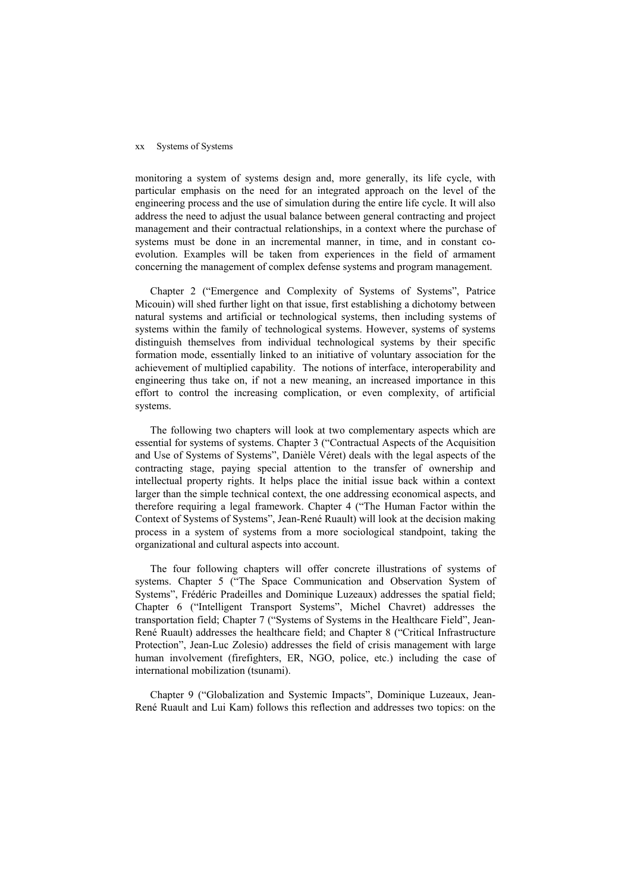monitoring a system of systems design and, more generally, its life cycle, with particular emphasis on the need for an integrated approach on the level of the engineering process and the use of simulation during the entire life cycle. It will also address the need to adjust the usual balance between general contracting and project management and their contractual relationships, in a context where the purchase of systems must be done in an incremental manner, in time, and in constant co-evolution. Examples will be taken from experiences in the field of armament concerning the management of complex defense systems and program management.

Chapter 2 ("Emergence and Complexity of Systems of Systems", Patrice Micouin) will shed further light on that issue, first establishing a dichotomy between natural systems and artificial or technological systems, then including systems of systems within the family of technological systems. However, systems of systems distinguish themselves from individual technological systems by their specific formation mode, essentially linked to an initiative of voluntary association for the achievement of multiplied capability. The notions of interface, interoperability and engineering thus take on, if not a new meaning, an increased importance in this effort to control the increasing complication, or even complexity, of artificial systems.

The following two chapters will look at two complementary aspects which are essential for systems of systems. Chapter 3 ("Contractual Aspects of the Acquisition and Use of Systems of Systems", Danièle Véret) deals with the legal aspects of the contracting stage, paying special attention to the transfer of ownership and intellectual property rights. It helps place the initial issue back within a context larger than the simple technical context, the one addressing economical aspects, and therefore requiring a legal framework. Chapter 4 ("The Human Factor within the Context of Systems of Systems", Jean-René Ruault) will look at the decision making process in a system of systems from a more sociological standpoint, taking the organizational and cultural aspects into account.

The four following chapters will offer concrete illustrations of systems of systems. Chapter 5 ("The Space Communication and Observation System of Systems", Frédéric Pradeilles and Dominique Luzeaux) addresses the spatial field; Chapter 6 ("Intelligent Transport Systems", Michel Chavret) addresses the transportation field; Chapter 7 ("Systems of Systems in the Healthcare Field", Jean-René Ruault) addresses the healthcare field; and Chapter 8 ("Critical Infrastructure Protection", Jean-Luc Zolesio) addresses the field of crisis management with large human involvement (firefighters, ER, NGO, police, etc.) including the case of international mobilization (tsunami).

Chapter 9 ("Globalization and Systemic Impacts", Dominique Luzeaux, Jean-René Ruault and Lui Kam) follows this reflection and addresses two topics: on the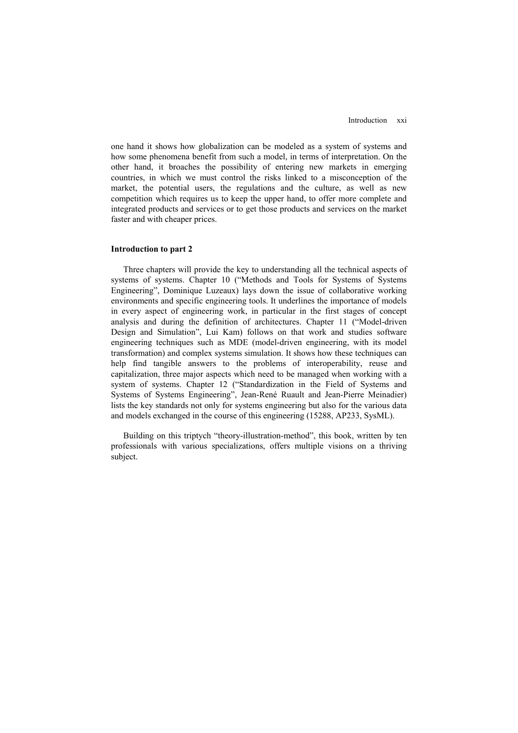one hand it shows how globalization can be modeled as a system of systems and how some phenomena benefit from such a model, in terms of interpretation. On the other hand, it broaches the possibility of entering new markets in emerging countries, in which we must control the risks linked to a misconception of the market, the potential users, the regulations and the culture, as well as new competition which requires us to keep the upper hand, to offer more complete and integrated products and services or to get those products and services on the market faster and with cheaper prices.

**Introduction to part 2**

Three chapters will provide the key to understanding all the technical aspects of systems of systems. Chapter 10 ("Methods and Tools for Systems of Systems Engineering", Dominique Luzeaux) lays down the issue of collaborative working environments and specific engineering tools. It underlines the importance of models in every aspect of engineering work, in particular in the first stages of concept analysis and during the definition of architectures. Chapter 11 ("Model-driven Design and Simulation", Lui Kam) follows on that work and studies software engineering techniques such as MDE (model-driven engineering, with its model transformation) and complex systems simulation. It shows how these techniques can help find tangible answers to the problems of interoperability, reuse and capitalization, three major aspects which need to be managed when working with a system of systems. Chapter 12 ("Standardization in the Field of Systems and Systems of Systems Engineering", Jean-René Ruault and Jean-Pierre Meinadier) lists the key standards not only for systems engineering but also for the various data and models exchanged in the course of this engineering (15288, AP233, SysML).

Building on this triptych "theory-illustration-method", this book, written by ten professionals with various specializations, offers multiple visions on a thriving subject.